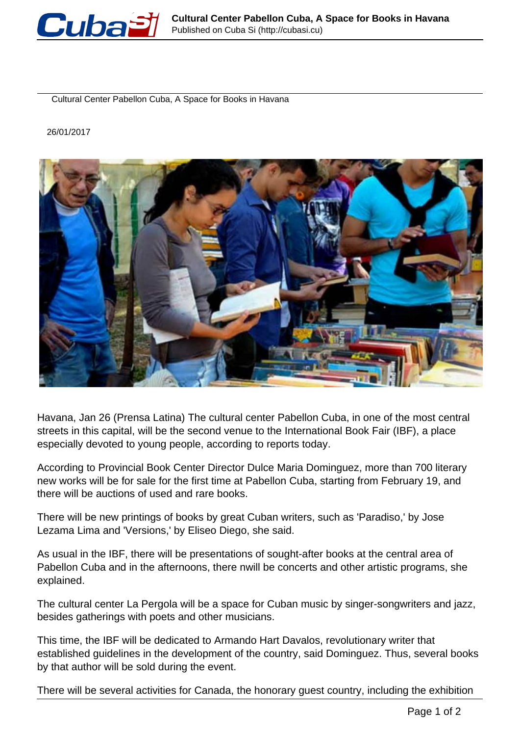Cultural Center Pabellon Cuba, A Space for Books in Havana

26/01/2017

Havana, Jan 26 (Prensa Latina) The cultural center Pabellon Cuba, in one of the most central streets in this capital, will be the second venue to the International Book Fair (IBF), a place especially devoted to young people, according to reports today.

According to Provincial Book Center Director Dulce Maria Dominguez, more than 700 literary new works will be for sale for the first time at Pabellon Cuba, starting from February 19, and there will be auctions of used and rare books.

There will be new printings of books by great Cuban writers, such as 'Paradiso,' by Jose Lezama Lima and 'Versions,' by Eliseo Diego, she said.

As usual in the IBF, there will be presentations of sought-after books at the central area of Pabellon Cuba and in the afternoons, there nwill be concerts and other artistic programs, she explained.

The cultural center La Pergola will be a space for Cuban music by singer-songwriters and jazz, besides gatherings with poets and other musicians.

This time, the IBF will be dedicated to Armando Hart Davalos, revolutionary writer that established guidelines in the development of the country, said Dominguez. Thus, several books by that author will be sold during the event.

There will be several activities for Canada, the honorary guest country, including the exhibition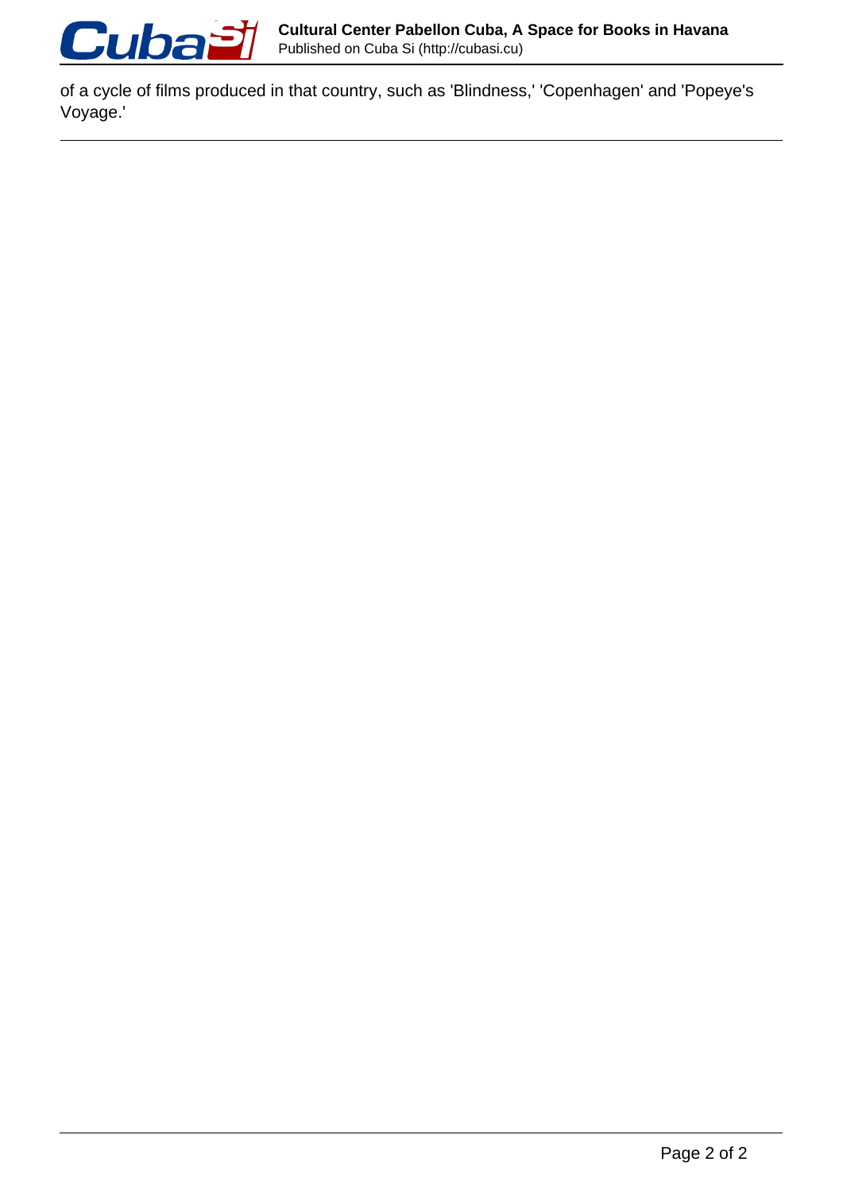of a cycle of films produced in that country, such as 'Blindness,' 'Copenhagen' and 'Popeye's Voyage.'